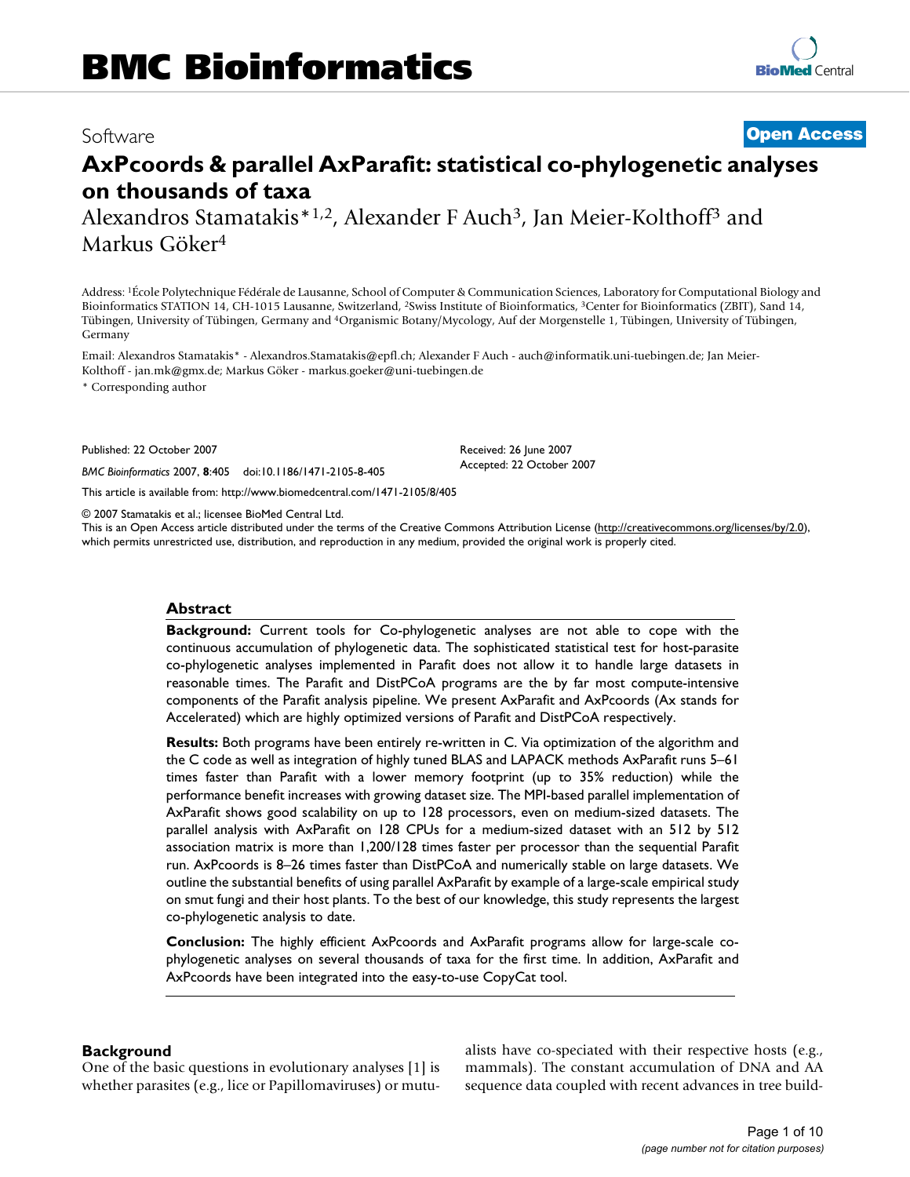Software **Open Access**

# AxPcoords & parallel AxParafit: statistical co-phylogenetic analyses on thousands of taxa

Alexandros Stamatakis*[1,2], Alexander F Auch[3], Jan Meier-Kolthoff[3] and Markus Göker[4]

Address: [1]École Polytechnique Fédérale de Lausanne, School of Computer & Communication Sciences, Laboratory for Computational Biology and Bioinformatics STATION 14, CH-1015 Lausanne, Switzerland, [2]Swiss Institute of Bioinformatics, [3]Center for Bioinformatics (ZBIT), Sand 14, Tübingen, University of Tübingen, Germany and [4]Organismic Botany/Mycology, Auf der Morgenstelle 1, Tübingen, University of Tübingen, Germany

Email: Alexandros Stamatakis* - Alexandros.Stamatakis@epfl.ch; Alexander F Auch - auch@informatik.uni-tuebingen.de; Jan Meier-Kolthoff - jan.mk@gmx.de; Markus Göker - markus.goeker@uni-tuebingen.de

* Corresponding author

Published: 22 October 2007

*BMC Bioinformatics* 2007, **8**:405 doi:10.1186/1471-2105-8-405

Received: 26 June 2007
Accepted: 22 October 2007

This article is available from: http://www.biomedcentral.com/1471-2105/8/405

© 2007 Stamatakis et al.; licensee BioMed Central Ltd.
This is an Open Access article distributed under the terms of the Creative Commons Attribution License (http://creativecommons.org/licenses/by/2.0), which permits unrestricted use, distribution, and reproduction in any medium, provided the original work is properly cited.

## Abstract

**Background:** Current tools for Co-phylogenetic analyses are not able to cope with the continuous accumulation of phylogenetic data. The sophisticated statistical test for host-parasite co-phylogenetic analyses implemented in Parafit does not allow it to handle large datasets in reasonable times. The Parafit and DistPCoA programs are the by far most compute-intensive components of the Parafit analysis pipeline. We present AxParafit and AxPcoords (Ax stands for Accelerated) which are highly optimized versions of Parafit and DistPCoA respectively.

**Results:** Both programs have been entirely re-written in C. Via optimization of the algorithm and the C code as well as integration of highly tuned BLAS and LAPACK methods AxParafit runs 5–61 times faster than Parafit with a lower memory footprint (up to 35% reduction) while the performance benefit increases with growing dataset size. The MPI-based parallel implementation of AxParafit shows good scalability on up to 128 processors, even on medium-sized datasets. The parallel analysis with AxParafit on 128 CPUs for a medium-sized dataset with an 512 by 512 association matrix is more than 1,200/128 times faster per processor than the sequential Parafit run. AxPcoords is 8–26 times faster than DistPCoA and numerically stable on large datasets. We outline the substantial benefits of using parallel AxParafit by example of a large-scale empirical study on smut fungi and their host plants. To the best of our knowledge, this study represents the largest co-phylogenetic analysis to date.

**Conclusion:** The highly efficient AxPcoords and AxParafit programs allow for large-scale co-phylogenetic analyses on several thousands of taxa for the first time. In addition, AxParafit and AxPcoords have been integrated into the easy-to-use CopyCat tool.

## Background

One of the basic questions in evolutionary analyses [1] is whether parasites (e.g., lice or Papillomaviruses) or mutualists have co-speciated with their respective hosts (e.g., mammals). The constant accumulation of DNA and AA sequence data coupled with recent advances in tree build-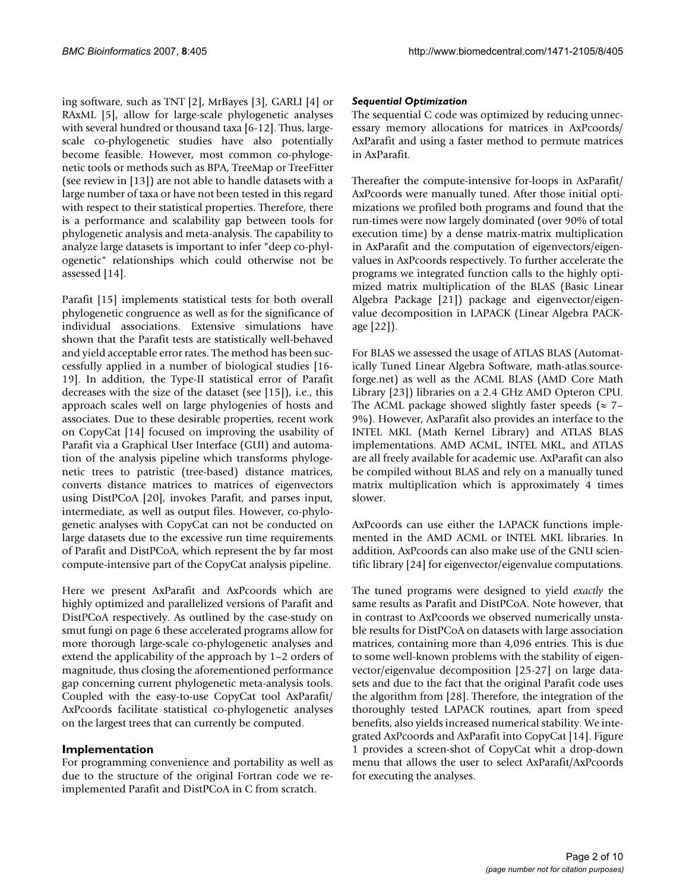ing software, such as TNT [2], MrBayes [3], GARLI [4] or RAxML [5], allow for large-scale phylogenetic analyses with several hundred or thousand taxa [6-12]. Thus, large-scale co-phylogenetic studies have also potentially become feasible. However, most common co-phylogenetic tools or methods such as BPA, TreeMap or TreeFitter (see review in [13]) are not able to handle datasets with a large number of taxa or have not been tested in this regard with respect to their statistical properties. Therefore, there is a performance and scalability gap between tools for phylogenetic analysis and meta-analysis. The capability to analyze large datasets is important to infer "deep co-phylogenetic" relationships which could otherwise not be assessed [14].

Parafit [15] implements statistical tests for both overall phylogenetic congruence as well as for the significance of individual associations. Extensive simulations have shown that the Parafit tests are statistically well-behaved and yield acceptable error rates. The method has been successfully applied in a number of biological studies [16-19]. In addition, the Type-II statistical error of Parafit decreases with the size of the dataset (see [15]), i.e., this approach scales well on large phylogenies of hosts and associates. Due to these desirable properties, recent work on CopyCat [14] focused on improving the usability of Parafit via a Graphical User Interface (GUI) and automation of the analysis pipeline which transforms phylogenetic trees to patristic (tree-based) distance matrices, converts distance matrices to matrices of eigenvectors using DistPCoA [20], invokes Parafit, and parses input, intermediate, as well as output files. However, co-phylogenetic analyses with CopyCat can not be conducted on large datasets due to the excessive run time requirements of Parafit and DistPCoA, which represent the by far most compute-intensive part of the CopyCat analysis pipeline.

Here we present AxParafit and AxPcoords which are highly optimized and parallelized versions of Parafit and DistPCoA respectively. As outlined by the case-study on smut fungi on page 6 these accelerated programs allow for more thorough large-scale co-phylogenetic analyses and extend the applicability of the approach by 1–2 orders of magnitude, thus closing the aforementioned performance gap concerning current phylogenetic meta-analysis tools. Coupled with the easy-to-use CopyCat tool AxParafit/AxPcoords facilitate statistical co-phylogenetic analyses on the largest trees that can currently be computed.

## Implementation

For programming convenience and portability as well as due to the structure of the original Fortran code we re-implemented Parafit and DistPCoA in C from scratch.

### *Sequential Optimization*

The sequential C code was optimized by reducing unnecessary memory allocations for matrices in AxPcoords/AxParafit and using a faster method to permute matrices in AxParafit.

Thereafter the compute-intensive for-loops in AxParafit/AxPcoords were manually tuned. After those initial optimizations we profiled both programs and found that the run-times were now largely dominated (over 90% of total execution time) by a dense matrix-matrix multiplication in AxParafit and the computation of eigenvectors/eigenvalues in AxPcoords respectively. To further accelerate the programs we integrated function calls to the highly optimized matrix multiplication of the BLAS (Basic Linear Algebra Package [21]) package and eigenvector/eigenvalue decomposition in LAPACK (Linear Algebra PACKage [22]).

For BLAS we assessed the usage of ATLAS BLAS (Automatically Tuned Linear Algebra Software, math-atlas.sourceforge.net) as well as the ACML BLAS (AMD Core Math Library [23]) libraries on a 2.4 GHz AMD Opteron CPU. The ACML package showed slightly faster speeds ($\approx$ 7–9%). However, AxParafit also provides an interface to the INTEL MKL (Math Kernel Library) and ATLAS BLAS implementations. AMD ACML, INTEL MKL, and ATLAS are all freely available for academic use. AxParafit can also be compiled without BLAS and rely on a manually tuned matrix multiplication which is approximately 4 times slower.

AxPcoords can use either the LAPACK functions implemented in the AMD ACML or INTEL MKL libraries. In addition, AxPcoords can also make use of the GNU scientific library [24] for eigenvector/eigenvalue computations.

The tuned programs were designed to yield *exactly* the same results as Parafit and DistPCoA. Note however, that in contrast to AxPcoords we observed numerically unstable results for DistPCoA on datasets with large association matrices, containing more than 4,096 entries. This is due to some well-known problems with the stability of eigenvector/eigenvalue decomposition [25-27] on large datasets and due to the fact that the original Parafit code uses the algorithm from [28]. Therefore, the integration of the thoroughly tested LAPACK routines, apart from speed benefits, also yields increased numerical stability. We integrated AxPcoords and AxParafit into CopyCat [14]. Figure 1 provides a screen-shot of CopyCat whit a drop-down menu that allows the user to select AxParafit/AxPcoords for executing the analyses.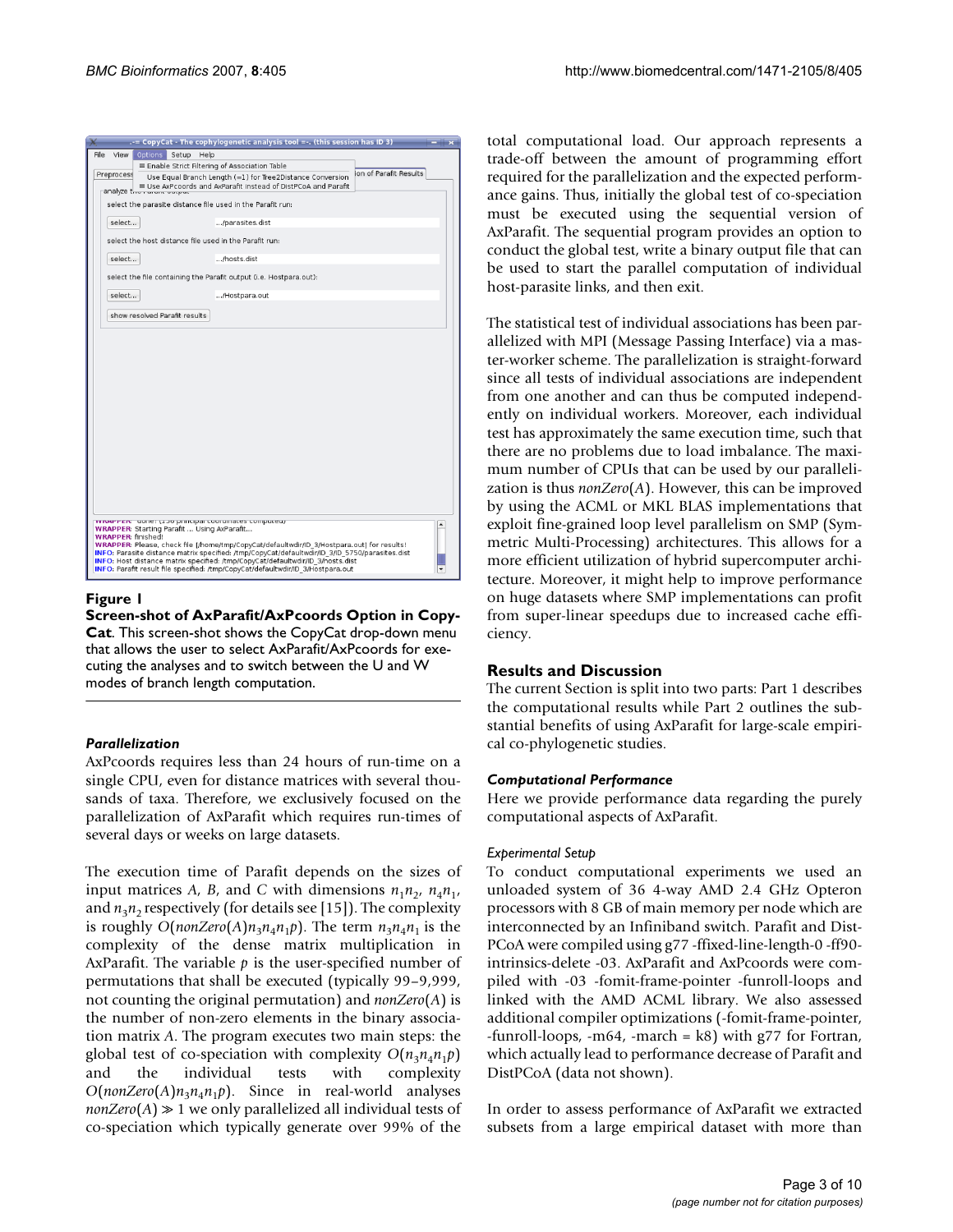**Figure 1**

**Screen-shot of AxParafit/AxPcoords Option in CopyCat**. This screen-shot shows the CopyCat drop-down menu that allows the user to select AxParafit/AxPcoords for executing the analyses and to switch between the U and W modes of branch length computation.

### *Parallelization*

AxPcoords requires less than 24 hours of run-time on a single CPU, even for distance matrices with several thousands of taxa. Therefore, we exclusively focused on the parallelization of AxParafit which requires run-times of several days or weeks on large datasets.

The execution time of Parafit depends on the sizes of input matrices $A$, $B$, and $C$ with dimensions $n_1n_2$, $n_4n_1$, and $n_3n_2$ respectively (for details see [15]). The complexity is roughly $O(nonZero(A)n_3n_4n_1p)$. The term $n_3n_4n_1$ is the complexity of the dense matrix multiplication in AxParafit. The variable $p$ is the user-specified number of permutations that shall be executed (typically 99–9,999, not counting the original permutation) and $nonZero(A)$ is the number of non-zero elements in the binary association matrix $A$. The program executes two main steps: the global test of co-speciation with complexity $O(n_3n_4n_1p)$ and the individual tests with complexity $O(nonZero(A)n_3n_4n_1p)$. Since in real-world analyses $nonZero(A) \gg 1$ we only parallelized all individual tests of co-speciation which typically generate over 99% of the total computational load. Our approach represents a trade-off between the amount of programming effort required for the parallelization and the expected performance gains. Thus, initially the global test of co-speciation must be executed using the sequential version of AxParafit. The sequential program provides an option to conduct the global test, write a binary output file that can be used to start the parallel computation of individual host-parasite links, and then exit.

The statistical test of individual associations has been parallelized with MPI (Message Passing Interface) via a master-worker scheme. The parallelization is straight-forward since all tests of individual associations are independent from one another and can thus be computed independently on individual workers. Moreover, each individual test has approximately the same execution time, such that there are no problems due to load imbalance. The maximum number of CPUs that can be used by our parallelization is thus $nonZero(A)$. However, this can be improved by using the ACML or MKL BLAS implementations that exploit fine-grained loop level parallelism on SMP (Symmetric Multi-Processing) architectures. This allows for a more efficient utilization of hybrid supercomputer architecture. Moreover, it might help to improve performance on huge datasets where SMP implementations can profit from super-linear speedups due to increased cache efficiency.

## Results and Discussion

The current Section is split into two parts: Part 1 describes the computational results while Part 2 outlines the substantial benefits of using AxParafit for large-scale empirical co-phylogenetic studies.

### *Computational Performance*

Here we provide performance data regarding the purely computational aspects of AxParafit.

#### *Experimental Setup*

To conduct computational experiments we used an unloaded system of 36 4-way AMD 2.4 GHz Opteron processors with 8 GB of main memory per node which are interconnected by an Infiniband switch. Parafit and DistPCoA were compiled using g77 -ffixed-line-length-0 -ff90-intrinsics-delete -03. AxParafit and AxPcoords were compiled with -03 -fomit-frame-pointer -funroll-loops and linked with the AMD ACML library. We also assessed additional compiler optimizations (-fomit-frame-pointer, -funroll-loops, -m64, -march = k8) with g77 for Fortran, which actually lead to performance decrease of Parafit and DistPCoA (data not shown).

In order to assess performance of AxParafit we extracted subsets from a large empirical dataset with more than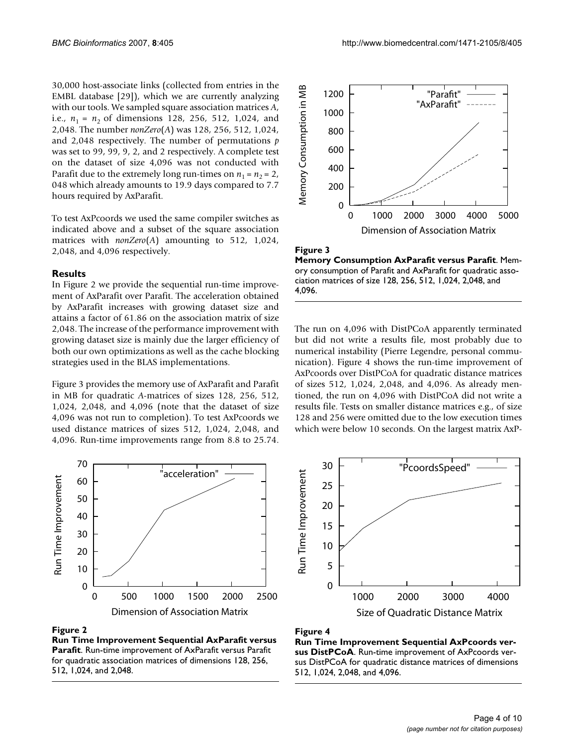30,000 host-associate links (collected from entries in the EMBL database [29]), which we are currently analyzing with our tools. We sampled square association matrices $A$, i.e., $n_1 = n_2$ of dimensions 128, 256, 512, 1,024, and 2,048. The number *nonZero*($A$) was 128, 256, 512, 1,024, and 2,048 respectively. The number of permutations $p$ was set to 99, 99, 9, 2, and 2 respectively. A complete test on the dataset of size 4,096 was not conducted with Parafit due to the extremely long run-times on $n_1 = n_2 = 2,048$ which already amounts to 19.9 days compared to 7.7 hours required by AxParafit.

To test AxPcoords we used the same compiler switches as indicated above and a subset of the square association matrices with *nonZero*($A$) amounting to 512, 1,024, 2,048, and 4,096 respectively.

## Results

In Figure 2 we provide the sequential run-time improvement of AxParafit over Parafit. The acceleration obtained by AxParafit increases with growing dataset size and attains a factor of 61.86 on the association matrix of size 2,048. The increase of the performance improvement with growing dataset size is mainly due the larger efficiency of both our own optimizations as well as the cache blocking strategies used in the BLAS implementations.

Figure 3 provides the memory use of AxParafit and Parafit in MB for quadratic $A$-matrices of sizes 128, 256, 512, 1,024, 2,048, and 4,096 (note that the dataset of size 4,096 was not run to completion). To test AxPcoords we used distance matrices of sizes 512, 1,024, 2,048, and 4,096. Run-time improvements range from 8.8 to 25.74.

**Figure 2**

**Run Time Improvement Sequential AxParafit versus Parafit**. Run-time improvement of AxParafit versus Parafit for quadratic association matrices of dimensions 128, 256, 512, 1,024, and 2,048.

**Figure 3**

**Memory Consumption AxParafit versus Parafit**. Memory consumption of Parafit and AxParafit for quadratic association matrices of size 128, 256, 512, 1,024, 2,048, and 4,096.

The run on 4,096 with DistPCoA apparently terminated but did not write a results file, most probably due to numerical instability (Pierre Legendre, personal communication). Figure 4 shows the run-time improvement of AxPcoords over DistPCoA for quadratic distance matrices of sizes 512, 1,024, 2,048, and 4,096. As already mentioned, the run on 4,096 with DistPCoA did not write a results file. Tests on smaller distance matrices e.g., of size 128 and 256 were omitted due to the low execution times which were below 10 seconds. On the largest matrix AxP-

**Figure 4**

**Run Time Improvement Sequential AxPcoords versus DistPCoA**. Run-time improvement of AxPcoords versus DistPCoA for quadratic distance matrices of dimensions 512, 1,024, 2,048, and 4,096.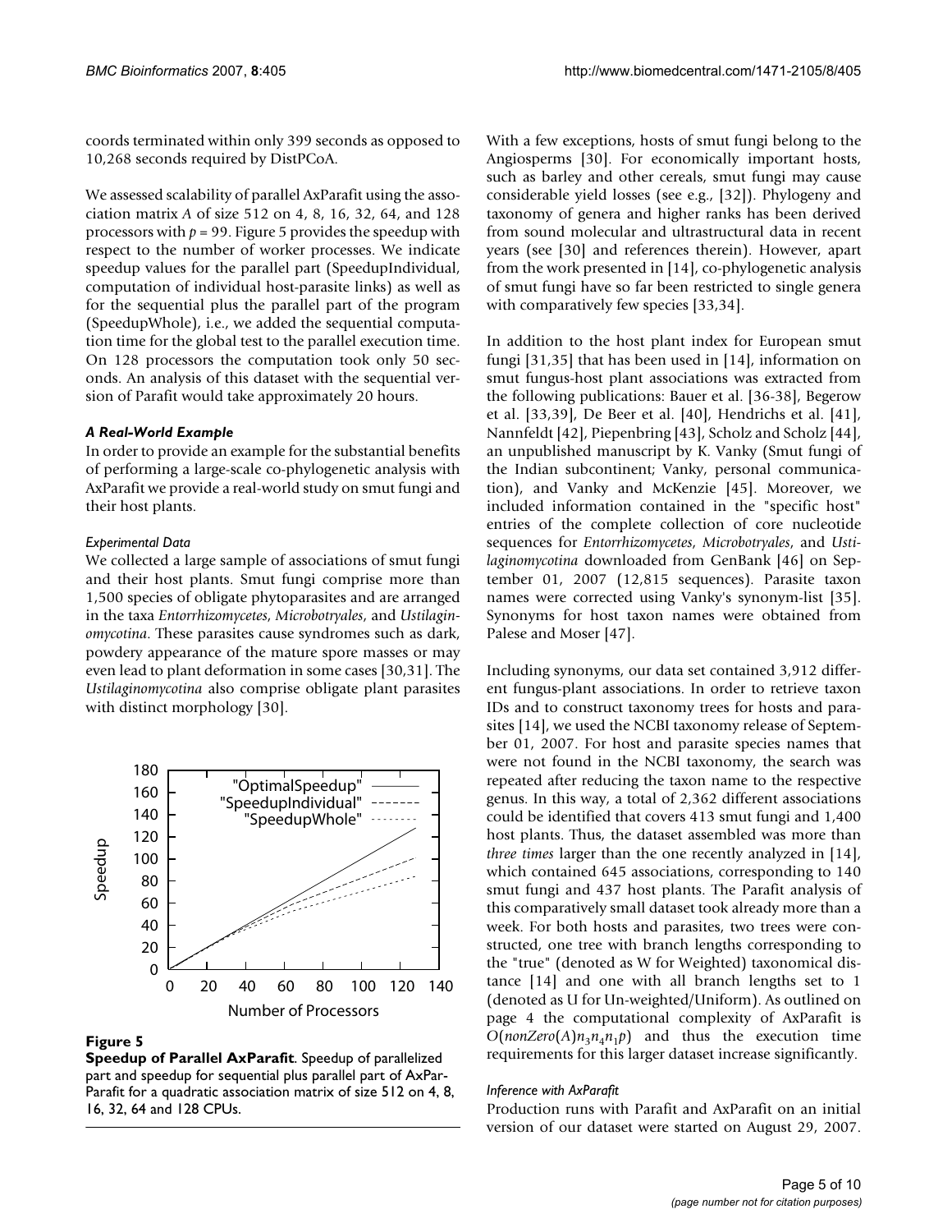coords terminated within only 399 seconds as opposed to 10,268 seconds required by DistPCoA.

We assessed scalability of parallel AxParafit using the association matrix $A$ of size 512 on 4, 8, 16, 32, 64, and 128 processors with $p = 99$. Figure 5 provides the speedup with respect to the number of worker processes. We indicate speedup values for the parallel part (SpeedupIndividual, computation of individual host-parasite links) as well as for the sequential plus the parallel part of the program (SpeedupWhole), i.e., we added the sequential computation time for the global test to the parallel execution time. On 128 processors the computation took only 50 seconds. An analysis of this dataset with the sequential version of Parafit would take approximately 20 hours.

### *A Real-World Example*

In order to provide an example for the substantial benefits of performing a large-scale co-phylogenetic analysis with AxParafit we provide a real-world study on smut fungi and their host plants.

#### *Experimental Data*

We collected a large sample of associations of smut fungi and their host plants. Smut fungi comprise more than 1,500 species of obligate phytoparasites and are arranged in the taxa *Entorrhizomycetes*, *Microbotryales*, and *Ustilaginomycotina*. These parasites cause syndromes such as dark, powdery appearance of the mature spore masses or may even lead to plant deformation in some cases [30,31]. The *Ustilaginomycotina* also comprise obligate plant parasites with distinct morphology [30].

**Figure 5**
**Speedup of Parallel AxParafit**. Speedup of parallelized part and speedup for sequential plus parallel part of AxPar-Parafit for a quadratic association matrix of size 512 on 4, 8, 16, 32, 64 and 128 CPUs.

With a few exceptions, hosts of smut fungi belong to the Angiosperms [30]. For economically important hosts, such as barley and other cereals, smut fungi may cause considerable yield losses (see e.g., [32]). Phylogeny and taxonomy of genera and higher ranks has been derived from sound molecular and ultrastructural data in recent years (see [30] and references therein). However, apart from the work presented in [14], co-phylogenetic analysis of smut fungi have so far been restricted to single genera with comparatively few species [33,34].

In addition to the host plant index for European smut fungi [31,35] that has been used in [14], information on smut fungus-host plant associations was extracted from the following publications: Bauer et al. [36-38], Begerow et al. [33,39], De Beer et al. [40], Hendrichs et al. [41], Nannfeldt [42], Piepenbring [43], Scholz and Scholz [44], an unpublished manuscript by K. Vanky (Smut fungi of the Indian subcontinent; Vanky, personal communication), and Vanky and McKenzie [45]. Moreover, we included information contained in the "specific host" entries of the complete collection of core nucleotide sequences for *Entorrhizomycetes*, *Microbotryales*, and *Ustilaginomycotina* downloaded from GenBank [46] on September 01, 2007 (12,815 sequences). Parasite taxon names were corrected using Vanky's synonym-list [35]. Synonyms for host taxon names were obtained from Palese and Moser [47].

Including synonyms, our data set contained 3,912 different fungus-plant associations. In order to retrieve taxon IDs and to construct taxonomy trees for hosts and parasites [14], we used the NCBI taxonomy release of September 01, 2007. For host and parasite species names that were not found in the NCBI taxonomy, the search was repeated after reducing the taxon name to the respective genus. In this way, a total of 2,362 different associations could be identified that covers 413 smut fungi and 1,400 host plants. Thus, the dataset assembled was more than *three times* larger than the one recently analyzed in [14], which contained 645 associations, corresponding to 140 smut fungi and 437 host plants. The Parafit analysis of this comparatively small dataset took already more than a week. For both hosts and parasites, two trees were constructed, one tree with branch lengths corresponding to the "true" (denoted as W for Weighted) taxonomical distance [14] and one with all branch lengths set to 1 (denoted as U for Un-weighted/Uniform). As outlined on page 4 the computational complexity of AxParafit is $O(nonZero(A)n_3n_4n_1p)$ and thus the execution time requirements for this larger dataset increase significantly.

#### *Inference with AxParafit*

Production runs with Parafit and AxParafit on an initial version of our dataset were started on August 29, 2007.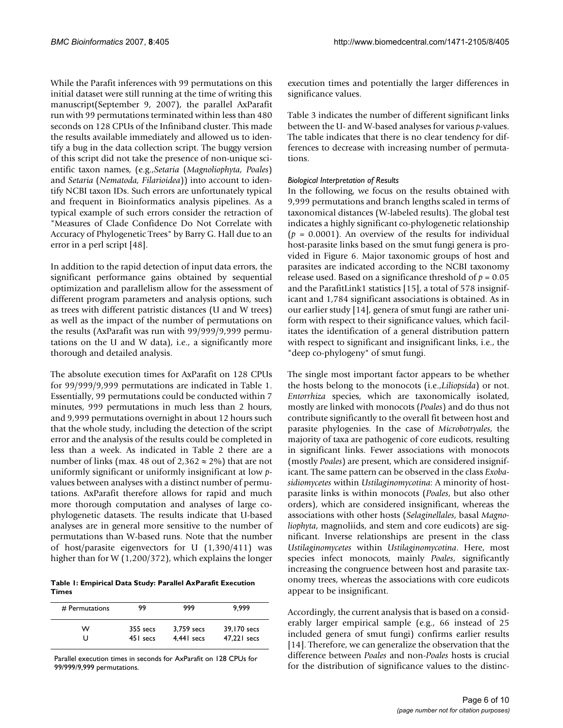While the Parafit inferences with 99 permutations on this initial dataset were still running at the time of writing this manuscript(September 9, 2007), the parallel AxParafit run with 99 permutations terminated within less than 480 seconds on 128 CPUs of the Infiniband cluster. This made the results available immediately and allowed us to identify a bug in the data collection script. The buggy version of this script did not take the presence of non-unique scientific taxon names, (e.g.,*Setaria* (*Magnoliophyta, Poales*) and *Setaria* (*Nematoda, Filarioidea*)) into account to identify NCBI taxon IDs. Such errors are unfortunately typical and frequent in Bioinformatics analysis pipelines. As a typical example of such errors consider the retraction of "Measures of Clade Confidence Do Not Correlate with Accuracy of Phylogenetic Trees" by Barry G. Hall due to an error in a perl script [48].

In addition to the rapid detection of input data errors, the significant performance gains obtained by sequential optimization and parallelism allow for the assessment of different program parameters and analysis options, such as trees with different patristic distances (U and W trees) as well as the impact of the number of permutations on the results (AxParafit was run with 99/999/9,999 permutations on the U and W data), i.e., a significantly more thorough and detailed analysis.

The absolute execution times for AxParafit on 128 CPUs for 99/999/9,999 permutations are indicated in Table 1. Essentially, 99 permutations could be conducted within 7 minutes, 999 permutations in much less than 2 hours, and 9,999 permutations overnight in about 12 hours such that the whole study, including the detection of the script error and the analysis of the results could be completed in less than a week. As indicated in Table 2 there are a number of links (max. 48 out of 2,362 ≈ 2%) that are not uniformly significant or uniformly insignificant at low *p*-values between analyses with a distinct number of permutations. AxParafit therefore allows for rapid and much more thorough computation and analyses of large co-phylogenetic datasets. The results indicate that U-based analyses are in general more sensitive to the number of permutations than W-based runs. Note that the number of host/parasite eigenvectors for U (1,390/411) was higher than for W (1,200/372), which explains the longer execution times and potentially the larger differences in significance values.

**Table 1: Empirical Data Study: Parallel AxParafit Execution Times**

| # Permutations | 99 | 999 | 9,999 |
|---|---|---|---|
| W | 355 secs | 3,759 secs | 39,170 secs |
| U | 451 secs | 4,441 secs | 47,221 secs |

Parallel execution times in seconds for AxParafit on 128 CPUs for 99/999/9,999 permutations.

Table 3 indicates the number of different significant links between the U- and W-based analyses for various *p*-values. The table indicates that there is no clear tendency for differences to decrease with increasing number of permutations.

#### *Biological Interpretation of Results*

In the following, we focus on the results obtained with 9,999 permutations and branch lengths scaled in terms of taxonomical distances (W-labeled results). The global test indicates a highly significant co-phylogenetic relationship ($p = 0.0001$). An overview of the results for individual host-parasite links based on the smut fungi genera is provided in Figure 6. Major taxonomic groups of host and parasites are indicated according to the NCBI taxonomy release used. Based on a significance threshold of $p = 0.05$ and the ParafitLink1 statistics [15], a total of 578 insignificant and 1,784 significant associations is obtained. As in our earlier study [14], genera of smut fungi are rather uniform with respect to their significance values, which facilitates the identification of a general distribution pattern with respect to significant and insignificant links, i.e., the "deep co-phylogeny" of smut fungi.

The single most important factor appears to be whether the hosts belong to the monocots (i.e.,*Liliopsida*) or not. *Entorrhiza* species, which are taxonomically isolated, mostly are linked with monocots (*Poales*) and do thus not contribute significantly to the overall fit between host and parasite phylogenies. In the case of *Microbotryales*, the majority of taxa are pathogenic of core eudicots, resulting in significant links. Fewer associations with monocots (mostly *Poales*) are present, which are considered insignificant. The same pattern can be observed in the class *Exobasidiomycetes* within *Ustilaginomycotina*: A minority of host-parasite links is within monocots (*Poales*, but also other orders), which are considered insignificant, whereas the associations with other hosts (*Selaginellales*, basal *Magnoliophyta*, magnoliids, and stem and core eudicots) are significant. Inverse relationships are present in the class *Ustilaginomycetes* within *Ustilaginomycotina*. Here, most species infect monocots, mainly *Poales*, significantly increasing the congruence between host and parasite taxonomy trees, whereas the associations with core eudicots appear to be insignificant.

Accordingly, the current analysis that is based on a considerably larger empirical sample (e.g., 66 instead of 25 included genera of smut fungi) confirms earlier results [14]. Therefore, we can generalize the observation that the difference between *Poales* and non-*Poales* hosts is crucial for the distribution of significance values to the distinc-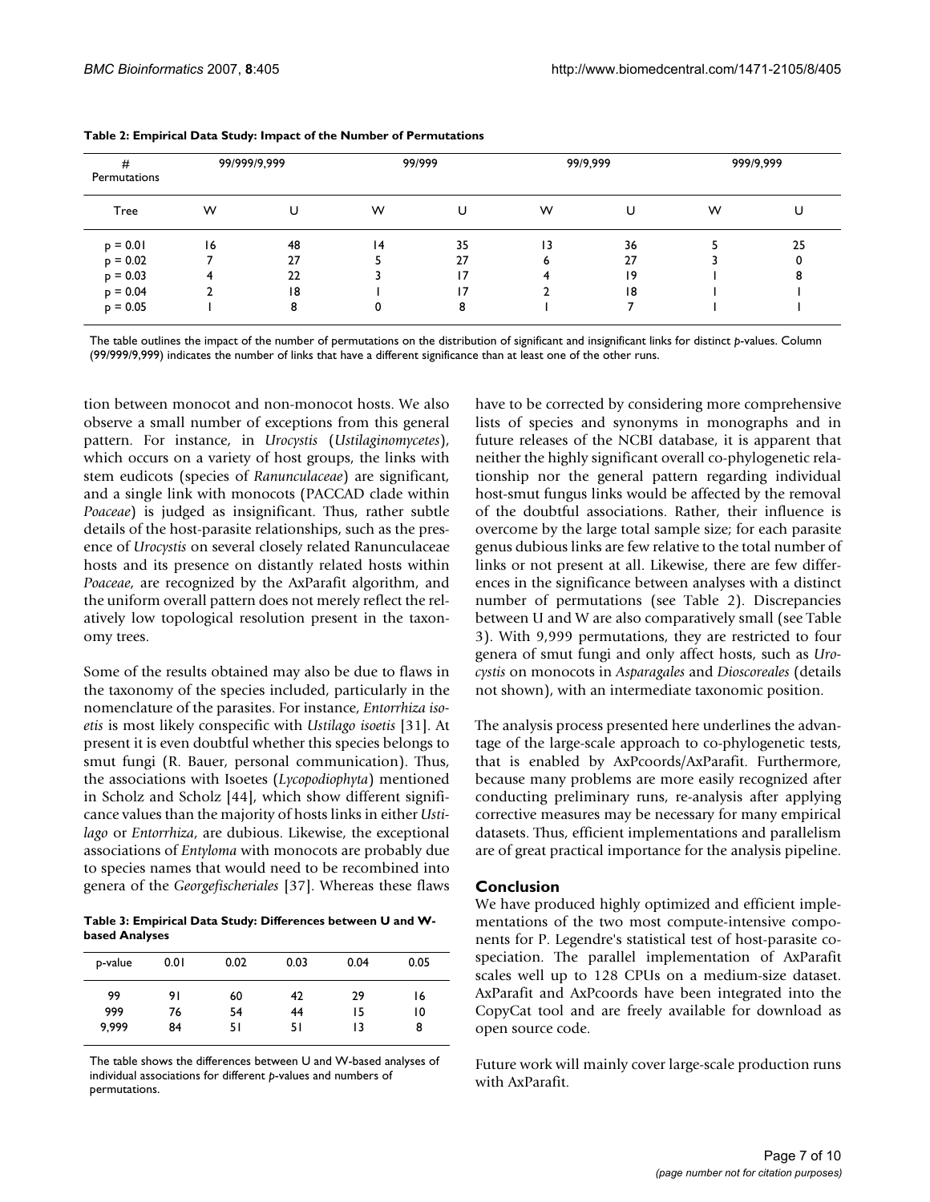**Table 2: Empirical Data Study: Impact of the Number of Permutations**

| # Permutations | 99/999/9,999 | | 99/999 | | 99/9,999 | | 999/9,999 | |
|---|---|---|---|---|---|---|---|---|
| Tree | W | U | W | U | W | U | W | U |
| p = 0.01 | 16 | 48 | 14 | 35 | 13 | 36 | 5 | 25 |
| p = 0.02 | 7 | 27 | 5 | 27 | 6 | 27 | 3 | 0 |
| p = 0.03 | 4 | 22 | 3 | 17 | 4 | 19 | 1 | 8 |
| p = 0.04 | 2 | 18 | 1 | 17 | 2 | 18 | 1 | 1 |
| p = 0.05 | 1 | 8 | 0 | 8 | 1 | 7 | 1 | 1 |

The table outlines the impact of the number of permutations on the distribution of significant and insignificant links for distinct *p*-values. Column (99/999/9,999) indicates the number of links that have a different significance than at least one of the other runs.

tion between monocot and non-monocot hosts. We also observe a small number of exceptions from this general pattern. For instance, in *Urocystis* (*Ustilaginomycetes*), which occurs on a variety of host groups, the links with stem eudicots (species of *Ranunculaceae*) are significant, and a single link with monocots (PACCAD clade within *Poaceae*) is judged as insignificant. Thus, rather subtle details of the host-parasite relationships, such as the presence of *Urocystis* on several closely related Ranunculaceae hosts and its presence on distantly related hosts within *Poaceae*, are recognized by the AxParafit algorithm, and the uniform overall pattern does not merely reflect the relatively low topological resolution present in the taxonomy trees.

Some of the results obtained may also be due to flaws in the taxonomy of the species included, particularly in the nomenclature of the parasites. For instance, *Entorrhiza isoetis* is most likely conspecific with *Ustilago isoetis* [31]. At present it is even doubtful whether this species belongs to smut fungi (R. Bauer, personal communication). Thus, the associations with Isoetes (*Lycopodiophyta*) mentioned in Scholz and Scholz [44], which show different significance values than the majority of hosts links in either *Ustilago* or *Entorrhiza*, are dubious. Likewise, the exceptional associations of *Entyloma* with monocots are probably due to species names that would need to be recombined into genera of the *Georgefischeriales* [37]. Whereas these flaws have to be corrected by considering more comprehensive lists of species and synonyms in monographs and in future releases of the NCBI database, it is apparent that neither the highly significant overall co-phylogenetic relationship nor the general pattern regarding individual host-smut fungus links would be affected by the removal of the doubtful associations. Rather, their influence is overcome by the large total sample size; for each parasite genus dubious links are few relative to the total number of links or not present at all. Likewise, there are few differences in the significance between analyses with a distinct number of permutations (see Table 2). Discrepancies between U and W are also comparatively small (see Table 3). With 9,999 permutations, they are restricted to four genera of smut fungi and only affect hosts, such as *Urocystis* on monocots in *Asparagales* and *Dioscoreales* (details not shown), with an intermediate taxonomic position.

**Table 3: Empirical Data Study: Differences between U and W-based Analyses**

| p-value | 0.01 | 0.02 | 0.03 | 0.04 | 0.05 |
|---|---|---|---|---|---|
| 99 | 91 | 60 | 42 | 29 | 16 |
| 999 | 76 | 54 | 44 | 15 | 10 |
| 9,999 | 84 | 51 | 51 | 13 | 8 |

The table shows the differences between U and W-based analyses of individual associations for different *p*-values and numbers of permutations.

The analysis process presented here underlines the advantage of the large-scale approach to co-phylogenetic tests, that is enabled by AxPcoords/AxParafit. Furthermore, because many problems are more easily recognized after conducting preliminary runs, re-analysis after applying corrective measures may be necessary for many empirical datasets. Thus, efficient implementations and parallelism are of great practical importance for the analysis pipeline.

## Conclusion

We have produced highly optimized and efficient implementations of the two most compute-intensive components for P. Legendre's statistical test of host-parasite cospeciation. The parallel implementation of AxParafit scales well up to 128 CPUs on a medium-size dataset. AxParafit and AxPcoords have been integrated into the CopyCat tool and are freely available for download as open source code.

Future work will mainly cover large-scale production runs with AxParafit.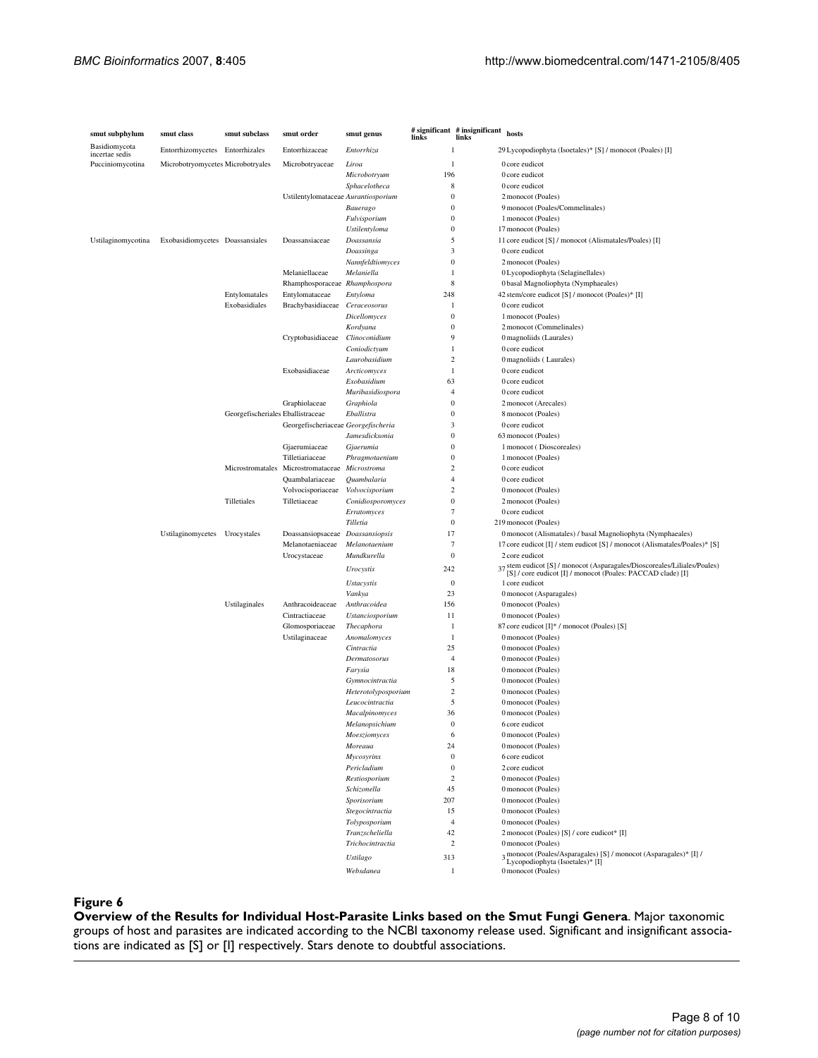| smut subphylum | smut class | smut subclass | smut order | smut genus | # significant links | # insignificant links | hosts |
|---|---|---|---|---|---|---|---|
| Basidiomycota incertae sedis | Entorrhizomycetes | Entorrhizales | Entorrhizaceae | *Entorrhiza* | 1 | 29 | Lycopodiophyta (Isoetales)* [S] / monocot (Poales) [I] |
| Pucciniomycotina | Microbotryomycetes | Microbotryales | Microbotryaceae | *Liroa* | 1 | 0 | core eudicot |
| | | | | *Microbotryum* | 196 | 0 | core eudicot |
| | | | | *Sphacelotheca* | 8 | 0 | core eudicot |
| | | | Ustilentylomataceae | *Aurantiosporium* | 0 | 2 | monocot (Poales) |
| | | | | *Bauerago* | 0 | 9 | monocot (Poales/Commelinales) |
| | | | | *Fulvisporium* | 0 | 1 | monocot (Poales) |
| | | | | *Ustilentyloma* | 0 | 17 | monocot (Poales) |
| Ustilaginomycotina | Exobasidiomycetes | Doassansiales | Doassansiaceae | *Doassansia* | 5 | 11 | core eudicot [S] / monocot (Alismatales/Poales) [I] |
| | | | | *Doassinga* | 3 | 0 | core eudicot |
| | | | | *Nannfeldtiomyces* | 0 | 2 | monocot (Poales) |
| | | | Melaniellaceae | *Melaniella* | 1 | 0 | Lycopodiophyta (Selaginellales) |
| | | | Rhamphosporaceae | *Rhamphospora* | 8 | 0 | basal Magnoliophyta (Nymphaeales) |
| | | Entylomatales | Entylomataceae | *Entyloma* | 248 | 42 | stem/core eudicot [S] / monocot (Poales)* [I] |
| | | Exobasidiales | Brachybasidiaceae | *Ceraceosorus* | 1 | 0 | core eudicot |
| | | | | *Dicellomyces* | 0 | 1 | monocot (Poales) |
| | | | | *Kordyana* | 0 | 2 | monocot (Commelinales) |
| | | | Cryptobasidiaceae | *Clinoconidium* | 9 | 0 | magnoliids (Laurales) |
| | | | | *Coniodictyum* | 1 | 0 | core eudicot |
| | | | | *Laurobasidium* | 2 | 0 | magnoliids ( Laurales) |
| | | | Exobasidiaceae | *Arcticomyces* | 1 | 0 | core eudicot |
| | | | | *Exobasidium* | 63 | 0 | core eudicot |
| | | | | *Muribasidiospora* | 4 | 0 | core eudicot |
| | | | Graphiolaceae | *Graphiola* | 0 | 2 | monocot (Arecales) |
| | | Georgefischeriales | Eballistraceae | *Eballistra* | 0 | 8 | monocot (Poales) |
| | | | Georgefischeriaceae | *Georgefischeria* | 3 | 0 | core eudicot |
| | | | | *Jamesdicksonia* | 0 | 63 | monocot (Poales) |
| | | | Gjaerumiaceae | *Gjaerumia* | 0 | 1 | monocot ( Dioscoreales) |
| | | | Tilletiariaceae | *Phragmotaenium* | 0 | 1 | monocot (Poales) |
| | | Microstromatales | Microstromataceae | *Microstroma* | 2 | 0 | core eudicot |
| | | | Quambalariaceae | *Quambalaria* | 4 | 0 | core eudicot |
| | | | Volvocisporiaceae | *Volvocisporium* | 2 | 0 | monocot (Poales) |
| | | Tilletiales | Tilletiaceae | *Conidiosporomyces* | 0 | 2 | monocot (Poales) |
| | | | | *Erratomyces* | 7 | 0 | core eudicot |
| | | | | *Tilletia* | 0 | 219 | monocot (Poales) |
| | Ustilaginomycetes | Urocystales | Doassansiopsaceae | *Doassansiopsis* | 17 | 0 | monocot (Alismatales) / basal Magnoliophyta (Nymphaeales) |
| | | | Melanotaeniaceae | *Melanotaenium* | 7 | 17 | core eudicot [I] / stem eudicot [S] / monocot (Alismatales/Poales)* [S] |
| | | | Urocystaceae | *Mundkurella* | 0 | 2 | core eudicot |
| | | | | *Urocystis* | 242 | 37 | stem eudicot [S] / monocot (Asparagales/Dioscoreales/Liliales/Poales) [S] / core eudicot [I] / monocot (Poales: PACCAD clade) [I] |
| | | | | *Ustacystis* | 0 | 1 | core eudicot |
| | | | | *Vankya* | 23 | 0 | monocot (Asparagales) |
| | | Ustilaginales | Anthracoideaceae | *Anthracoidea* | 156 | 0 | monocot (Poales) |
| | | | Cintractiaceae | *Ustanciosporium* | 11 | 0 | monocot (Poales) |
| | | | Glomosporiaceae | *Thecaphora* | 1 | 87 | core eudicot [I]* / monocot (Poales) [S] |
| | | | Ustilaginaceae | *Anomalomyces* | 1 | 0 | monocot (Poales) |
| | | | | *Cintractia* | 25 | 0 | monocot (Poales) |
| | | | | *Dermatosorus* | 4 | 0 | monocot (Poales) |
| | | | | *Farysia* | 18 | 0 | monocot (Poales) |
| | | | | *Gymnocintractia* | 5 | 0 | monocot (Poales) |
| | | | | *Heterotolyposporium* | 2 | 0 | monocot (Poales) |
| | | | | *Leucocintractia* | 5 | 0 | monocot (Poales) |
| | | | | *Macalpinomyces* | 36 | 0 | monocot (Poales) |
| | | | | *Melanopsichium* | 0 | 6 | core eudicot |
| | | | | *Moesziomyces* | 6 | 0 | monocot (Poales) |
| | | | | *Moreaua* | 24 | 0 | monocot (Poales) |
| | | | | *Mycosyrinx* | 0 | 6 | core eudicot |
| | | | | *Pericladium* | 0 | 2 | core eudicot |
| | | | | *Restiosporium* | 2 | 0 | monocot (Poales) |
| | | | | *Schizonella* | 45 | 0 | monocot (Poales) |
| | | | | *Sporisorium* | 207 | 0 | monocot (Poales) |
| | | | | *Stegocintractia* | 15 | 0 | monocot (Poales) |
| | | | | *Tolyposporium* | 4 | 0 | monocot (Poales) |
| | | | | *Tranzscheliella* | 42 | 2 | monocot (Poales) [S] / core eudicot* [I] |
| | | | | *Trichocintractia* | 2 | 0 | monocot (Poales) |
| | | | | *Ustilago* | 313 | 3 | monocot (Poales/Asparagales) [S] / monocot (Asparagales)* [I] / Lycopodiophyta (Isoetales)* [I] |
| | | | | *Websdanea* | 1 | 0 | monocot (Poales) |

**Figure 6**

**Overview of the Results for Individual Host-Parasite Links based on the Smut Fungi Genera**. Major taxonomic groups of host and parasites are indicated according to the NCBI taxonomy release used. Significant and insignificant associations are indicated as [S] or [I] respectively. Stars denote to doubtful associations.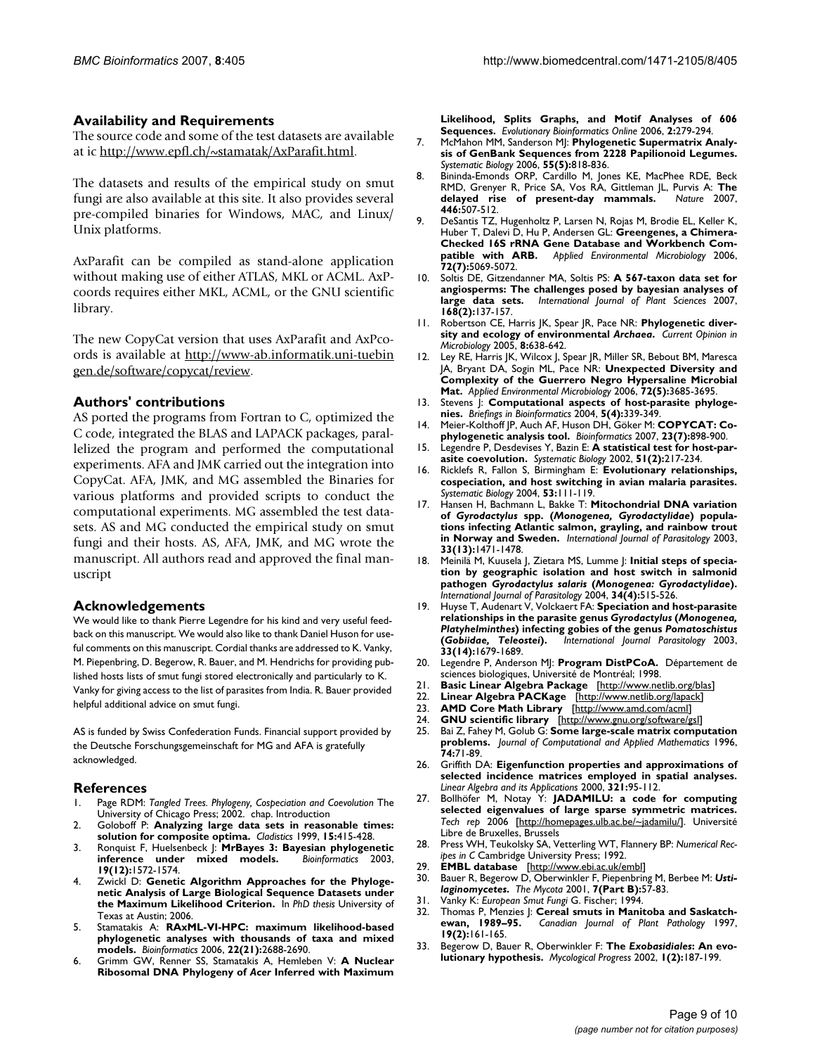## Availability and Requirements

The source code and some of the test datasets are available at ic http://www.epfl.ch/~stamatak/AxParafit.html.

The datasets and results of the empirical study on smut fungi are also available at this site. It also provides several pre-compiled binaries for Windows, MAC, and Linux/ Unix platforms.

AxParafit can be compiled as stand-alone application without making use of either ATLAS, MKL or ACML. AxPcoords requires either MKL, ACML, or the GNU scientific library.

The new CopyCat version that uses AxParafit and AxPcoords is available at http://www-ab.informatik.uni-tuebingen.de/software/copycat/review.

## Authors' contributions

AS ported the programs from Fortran to C, optimized the C code, integrated the BLAS and LAPACK packages, parallelized the program and performed the computational experiments. AFA and JMK carried out the integration into CopyCat. AFA, JMK, and MG assembled the Binaries for various platforms and provided scripts to conduct the computational experiments. MG assembled the test datasets. AS and MG conducted the empirical study on smut fungi and their hosts. AS, AFA, JMK, and MG wrote the manuscript. All authors read and approved the final manuscript

## Acknowledgements

We would like to thank Pierre Legendre for his kind and very useful feedback on this manuscript. We would also like to thank Daniel Huson for useful comments on this manuscript. Cordial thanks are addressed to K. Vanky, M. Piepenbring, D. Begerow, R. Bauer, and M. Hendrichs for providing published hosts lists of smut fungi stored electronically and particularly to K. Vanky for giving access to the list of parasites from India. R. Bauer provided helpful additional advice on smut fungi.

AS is funded by Swiss Confederation Funds. Financial support provided by the Deutsche Forschungsgemeinschaft for MG and AFA is gratefully acknowledged.

## References

1. Page RDM: *Tangled Trees. Phylogeny, Cospeciation and Coevolution* The University of Chicago Press; 2002. chap. Introduction
2. Goloboff P: **Analyzing large data sets in reasonable times: solution for composite optima.** *Cladistics* 1999, **15:**415-428.
3. Ronquist F, Huelsenbeck J: **MrBayes 3: Bayesian phylogenetic inference under mixed models.** *Bioinformatics* 2003, **19(12):**1572-1574.
4. Zwickl D: **Genetic Algorithm Approaches for the Phylogenetic Analysis of Large Biological Sequence Datasets under the Maximum Likelihood Criterion.** In *PhD thesis* University of Texas at Austin; 2006.
5. Stamatakis A: **RAxML-VI-HPC: maximum likelihood-based phylogenetic analyses with thousands of taxa and mixed models.** *Bioinformatics* 2006, **22(21):**2688-2690.
6. Grimm GW, Renner SS, Stamatakis A, Hemleben V: **A Nuclear Ribosomal DNA Phylogeny of *Acer* Inferred with Maximum Likelihood, Splits Graphs, and Motif Analyses of 606 Sequences.** *Evolutionary Bioinformatics Online* 2006, **2:**279-294.
7. McMahon MM, Sanderson MJ: **Phylogenetic Supermatrix Analysis of GenBank Sequences from 2228 Papilionoid Legumes.** *Systematic Biology* 2006, **55(5):**818-836.
8. Bininda-Emonds ORP, Cardillo M, Jones KE, MacPhee RDE, Beck RMD, Grenyer R, Price SA, Vos RA, Gittleman JL, Purvis A: **The delayed rise of present-day mammals.** *Nature* 2007, **446:**507-512.
9. DeSantis TZ, Hugenholtz P, Larsen N, Rojas M, Brodie EL, Keller K, Huber T, Dalevi D, Hu P, Andersen GL: **Greengenes, a Chimera-Checked 16S rRNA Gene Database and Workbench Compatible with ARB.** *Applied Environmental Microbiology* 2006, **72(7):**5069-5072.
10. Soltis DE, Gitzendanner MA, Soltis PS: **A 567-taxon data set for angiosperms: The challenges posed by bayesian analyses of large data sets.** *International Journal of Plant Sciences* 2007, **168(2):**137-157.
11. Robertson CE, Harris JK, Spear JR, Pace NR: **Phylogenetic diversity and ecology of environmental *Archaea*.** *Current Opinion in Microbiology* 2005, **8:**638-642.
12. Ley RE, Harris JK, Wilcox J, Spear JR, Miller SR, Bebout BM, Maresca JA, Bryant DA, Sogin ML, Pace NR: **Unexpected Diversity and Complexity of the Guerrero Negro Hypersaline Microbial Mat.** *Applied Environmental Microbiology* 2006, **72(5):**3685-3695.
13. Stevens J: **Computational aspects of host-parasite phylogenies.** *Briefings in Bioinformatics* 2004, **5(4):**339-349.
14. Meier-Kolthoff JP, Auch AF, Huson DH, Göker M: **COPYCAT: Cophylogenetic analysis tool.** *Bioinformatics* 2007, **23(7):**898-900.
15. Legendre P, Desdevises Y, Bazin E: **A statistical test for host-parasite coevolution.** *Systematic Biology* 2002, **51(2):**217-234.
16. Ricklefs R, Fallon S, Birmingham E: **Evolutionary relationships, cospeciation, and host switching in avian malaria parasites.** *Systematic Biology* 2004, **53:**111-119.
17. Hansen H, Bachmann L, Bakke T: **Mitochondrial DNA variation of *Gyrodactylus* spp. (*Monogenea, Gyrodactylidae*) populations infecting Atlantic salmon, grayling, and rainbow trout in Norway and Sweden.** *International Journal of Parasitology* 2003, **33(13):**1471-1478.
18. Meinilä M, Kuusela J, Zietara MS, Lumme J: **Initial steps of speciation by geographic isolation and host switch in salmonid pathogen *Gyrodactylus salaris* (*Monogenea: Gyrodactylidae*).** *International Journal of Parasitology* 2004, **34(4):**515-526.
19. Huyse T, Audenart V, Volckaert FA: **Speciation and host-parasite relationships in the parasite genus *Gyrodactylus* (*Monogenea, Platyhelminthes*) infecting gobies of the genus *Pomatoschistus* (*Gobiidae, Teleostei*).** *International Journal Parasitology* 2003, **33(14):**1679-1689.
20. Legendre P, Anderson MJ: **Program DistPCoA.** Département de sciences biologiques, Université de Montréal; 1998.
21. **Basic Linear Algebra Package** [http://www.netlib.org/blas]
22. **Linear Algebra PACKage** [http://www.netlib.org/lapack]
23. **AMD Core Math Library** [http://www.amd.com/acml]
24. **GNU scientific library** [http://www.gnu.org/software/gsl]
25. Bai Z, Fahey M, Golub G: **Some large-scale matrix computation problems.** *Journal of Computational and Applied Mathematics* 1996, **74:**71-89.
26. Griffith DA: **Eigenfunction properties and approximations of selected incidence matrices employed in spatial analyses.** *Linear Algebra and its Applications* 2000, **321:**95-112.
27. Bollhöfer M, Notay Y: **JADAMILU: a code for computing selected eigenvalues of large sparse symmetric matrices.** *Tech rep* 2006 [http://homepages.ulb.ac.be/~jadamilu/]. Université Libre de Bruxelles, Brussels
28. Press WH, Teukolsky SA, Vetterling WT, Flannery BP: *Numerical Recipes in C* Cambridge University Press; 1992.
29. **EMBL database** [http://www.ebi.ac.uk/embl]
30. Bauer R, Begerow D, Oberwinkler F, Piepenbring M, Berbee M: ***Ustilaginomycetes*.** *The Mycota* 2001, **7(Part B):**57-83.
31. Vanky K: *European Smut Fungi* G. Fischer; 1994.
32. Thomas P, Menzies J: **Cereal smuts in Manitoba and Saskatchewan, 1989–95.** *Canadian Journal of Plant Pathology* 1997, **19(2):**161-165.
33. Begerow D, Bauer R, Oberwinkler F: **The *Exobasidiales*: An evolutionary hypothesis.** *Mycological Progress* 2002, **1(2):**187-199.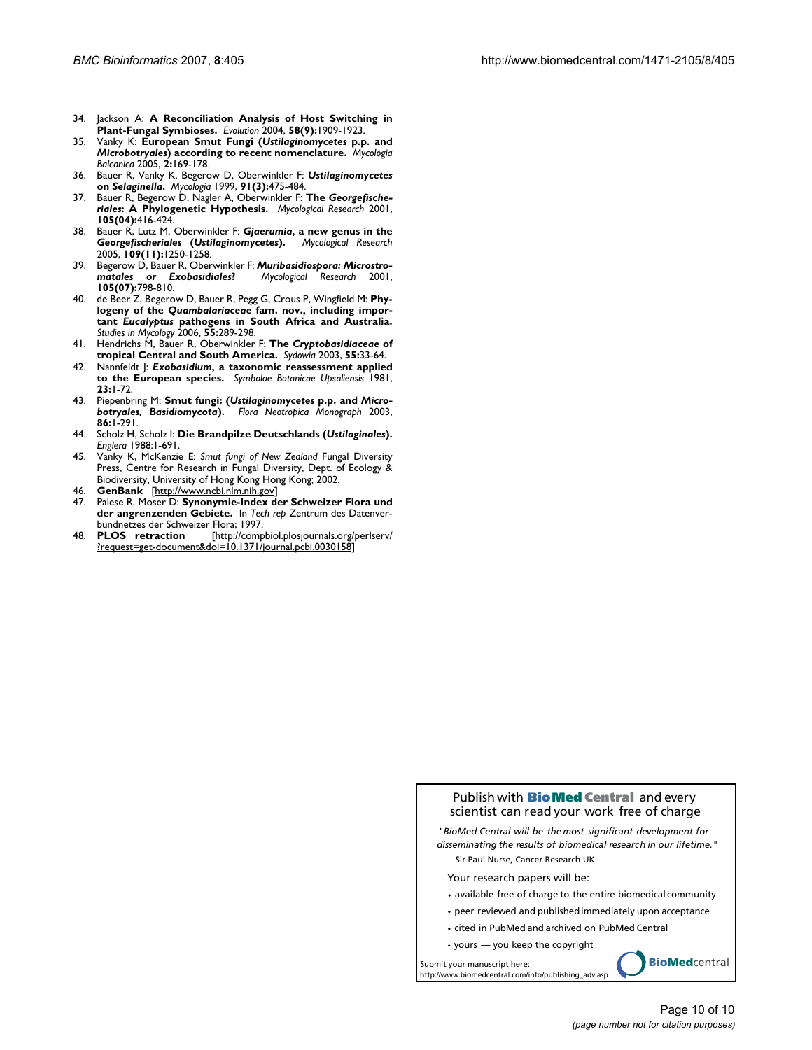34. Jackson A: **A Reconciliation Analysis of Host Switching in Plant-Fungal Symbioses.** *Evolution* 2004, **58(9):**1909-1923.
35. Vanky K: **European Smut Fungi (*Ustilaginomycetes* p.p. and *Microbotryales*) according to recent nomenclature.** *Mycologia Balcanica* 2005, **2:**169-178.
36. Bauer R, Vanky K, Begerow D, Oberwinkler F: ***Ustilaginomycetes* on *Selaginella*.** *Mycologia* 1999, **91(3):**475-484.
37. Bauer R, Begerow D, Nagler A, Oberwinkler F: **The *Georgefischeriales*: A Phylogenetic Hypothesis.** *Mycological Research* 2001, **105(04):**416-424.
38. Bauer R, Lutz M, Oberwinkler F: ***Gjaerumia*, a new genus in the *Georgefischeriales* (*Ustilaginomycetes*).** *Mycological Research* 2005, **109(11):**1250-1258.
39. Begerow D, Bauer R, Oberwinkler F: ***Muribasidiospora: Microstromatales* or *Exobasidiales*?** *Mycological Research* 2001, **105(07):**798-810.
40. de Beer Z, Begerow D, Bauer R, Pegg G, Crous P, Wingfield M: **Phylogeny of the *Quambalariaceae* fam. nov., including important *Eucalyptus* pathogens in South Africa and Australia.** *Studies in Mycology* 2006, **55:**289-298.
41. Hendrichs M, Bauer R, Oberwinkler F: **The *Cryptobasidiaceae* of tropical Central and South America.** *Sydowia* 2003, **55:**33-64.
42. Nannfeldt J: ***Exobasidium*, a taxonomic reassessment applied to the European species.** *Symbolae Botanicae Upsaliensis* 1981, **23:**1-72.
43. Piepenbring M: **Smut fungi: (*Ustilaginomycetes* p.p. and *Microbotryales, Basidiomycota*).** *Flora Neotropica Monograph* 2003, **86:**1-291.
44. Scholz H, Scholz I: **Die Brandpilze Deutschlands (*Ustilaginales*).** *Englera* 1988:1-691.
45. Vanky K, McKenzie E: *Smut fungi of New Zealand* Fungal Diversity Press, Centre for Research in Fungal Diversity, Dept. of Ecology & Biodiversity, University of Hong Kong Hong Kong; 2002.
46. **GenBank** [http://www.ncbi.nlm.nih.gov]
47. Palese R, Moser D: **Synonymie-Index der Schweizer Flora und der angrenzenden Gebiete.** In *Tech rep* Zentrum des Datenverbundnetzes der Schweizer Flora; 1997.
48. **PLOS retraction** [http://compbiol.plosjournals.org/perlserv/?request=get-document&doi=10.1371/journal.pcbi.0030158]

Publish with **BioMed Central** and every scientist can read your work free of charge

*"BioMed Central will be the most significant development for disseminating the results of biomedical research in our lifetime."*

Sir Paul Nurse, Cancer Research UK

Your research papers will be:

- available free of charge to the entire biomedical community
- peer reviewed and published immediately upon acceptance
- cited in PubMed and archived on PubMed Central
- yours — you keep the copyright

Submit your manuscript here:
http://www.biomedcentral.com/info/publishing_adv.asp

**BioMed**central